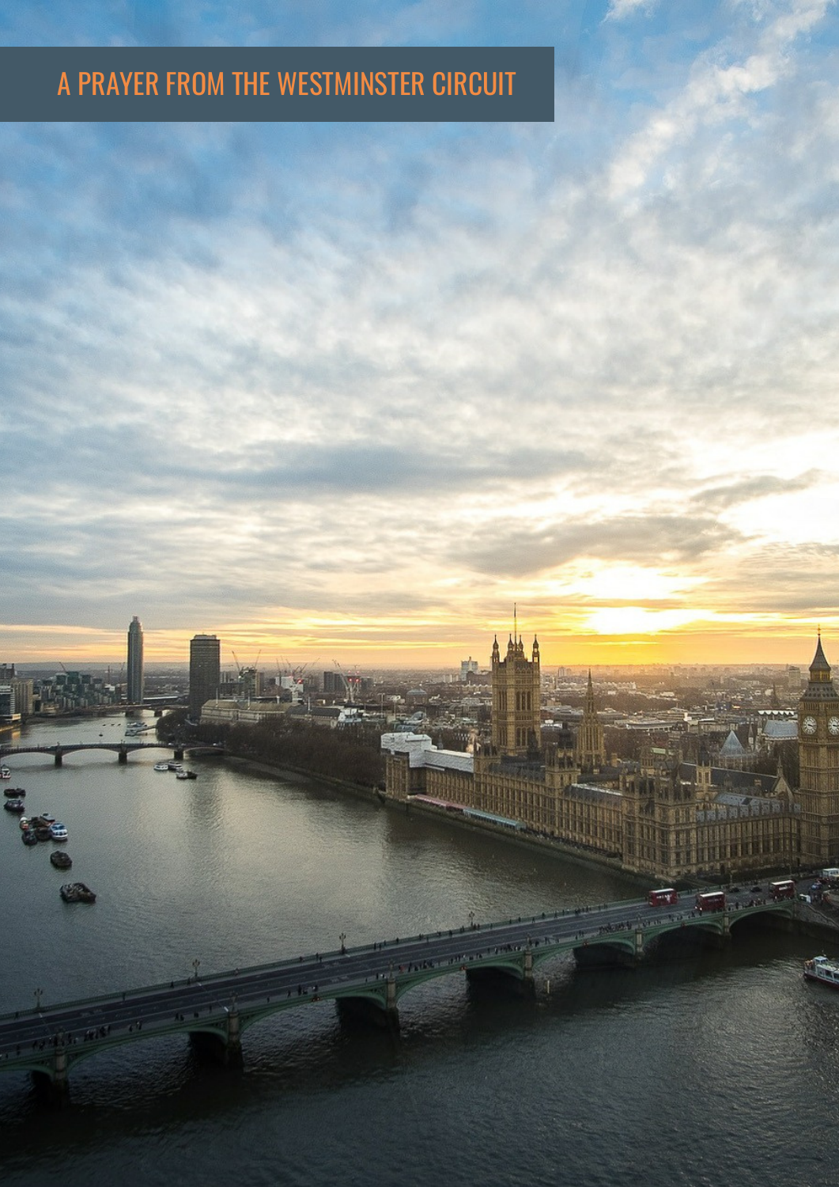# A PRAYER FROM THE WESTMINSTER CIRCUIT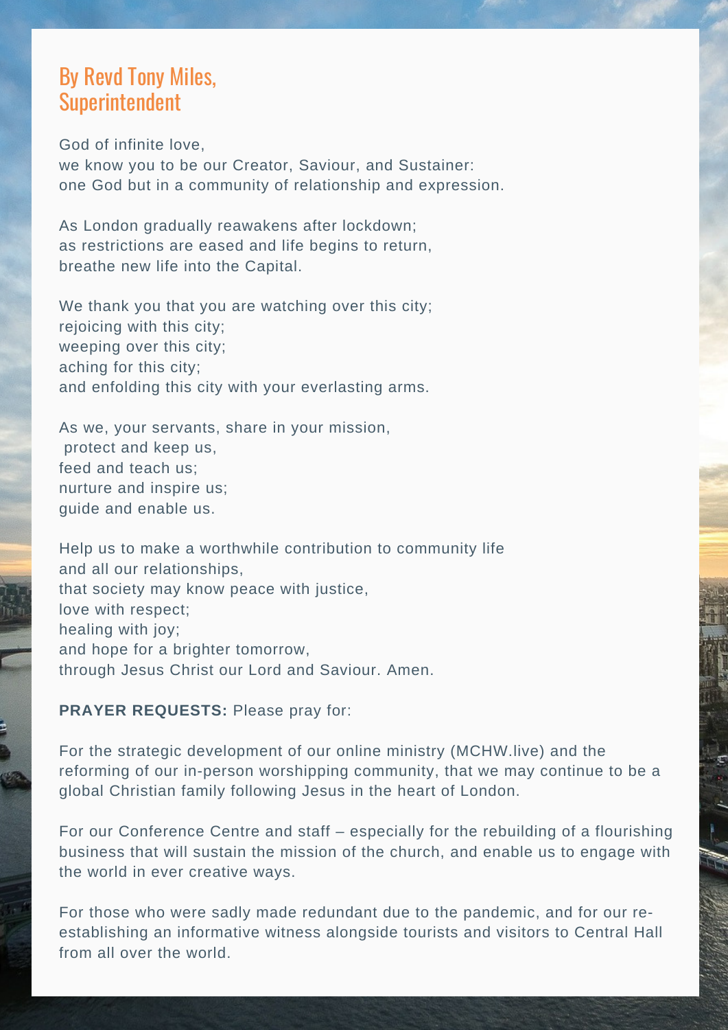## By Revd Tony Miles, Superintendent

God of infinite love,  
we know you to be our Creator, Saviour, and Sustainer:  
one God but in a community of relationship and expression.

As London gradually reawakens after lockdown;  
as restrictions are eased and life begins to return,  
breathe new life into the Capital.

We thank you that you are watching over this city;  
rejoicing with this city;  
weeping over this city;  
aching for this city;  
and enfolding this city with your everlasting arms.

As we, your servants, share in your mission,  
protect and keep us,  
feed and teach us;  
nurture and inspire us;  
guide and enable us.

Help us to make a worthwhile contribution to community life  
and all our relationships,  
that society may know peace with justice,  
love with respect;  
healing with joy;  
and hope for a brighter tomorrow,  
through Jesus Christ our Lord and Saviour. Amen.

**PRAYER REQUESTS:** Please pray for:

For the strategic development of our online ministry (MCHW.live) and the reforming of our in-person worshipping community, that we may continue to be a global Christian family following Jesus in the heart of London.

For our Conference Centre and staff – especially for the rebuilding of a flourishing business that will sustain the mission of the church, and enable us to engage with the world in ever creative ways.

For those who were sadly made redundant due to the pandemic, and for our re-establishing an informative witness alongside tourists and visitors to Central Hall from all over the world.